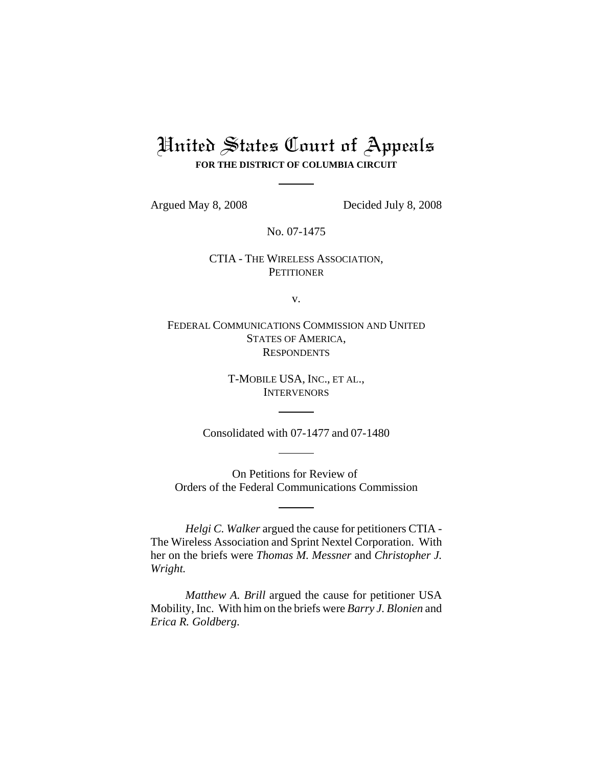# United States Court of Appeals

**FOR THE DISTRICT OF COLUMBIA CIRCUIT**

Argued May 8, 2008 Decided July 8, 2008

No. 07-1475

CTIA - THE WIRELESS ASSOCIATION,
PETITIONER

v.

FEDERAL COMMUNICATIONS COMMISSION AND UNITED STATES OF AMERICA,
RESPONDENTS

T-MOBILE USA, INC., ET AL.,
INTERVENORS

Consolidated with 07-1477 and 07-1480

On Petitions for Review of
Orders of the Federal Communications Commission

*Helgi C. Walker* argued the cause for petitioners CTIA - The Wireless Association and Sprint Nextel Corporation. With her on the briefs were *Thomas M. Messner* and *Christopher J. Wright.*

*Matthew A. Brill* argued the cause for petitioner USA Mobility, Inc. With him on the briefs were *Barry J. Blonien* and *Erica R. Goldberg*.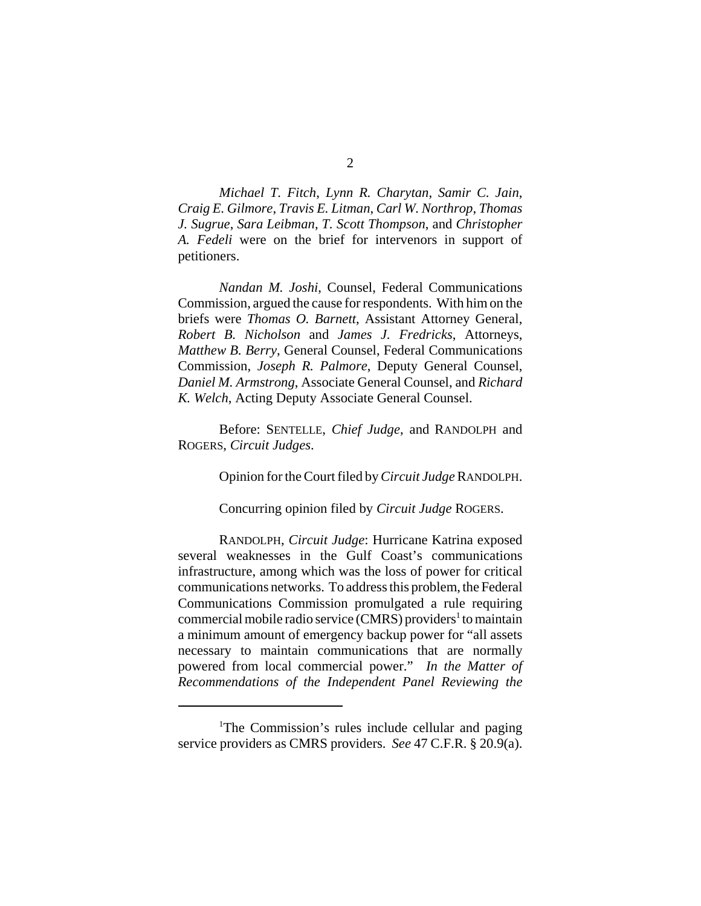*Michael T. Fitch*, *Lynn R. Charytan*, *Samir C. Jain*, *Craig E. Gilmore*, *Travis E. Litman*, *Carl W. Northrop*, *Thomas J. Sugrue*, *Sara Leibman*, *T. Scott Thompson*, and *Christopher A. Fedeli* were on the brief for intervenors in support of petitioners.

*Nandan M. Joshi*, Counsel, Federal Communications Commission, argued the cause for respondents. With him on the briefs were *Thomas O. Barnett*, Assistant Attorney General, *Robert B. Nicholson* and *James J. Fredricks*, Attorneys, *Matthew B. Berry*, General Counsel, Federal Communications Commission, *Joseph R. Palmore*, Deputy General Counsel, *Daniel M. Armstrong*, Associate General Counsel, and *Richard K. Welch*, Acting Deputy Associate General Counsel.

Before: SENTELLE, *Chief Judge*, and RANDOLPH and ROGERS, *Circuit Judges*.

Opinion for the Court filed by *Circuit Judge* RANDOLPH.

Concurring opinion filed by *Circuit Judge* ROGERS.

RANDOLPH, *Circuit Judge*: Hurricane Katrina exposed several weaknesses in the Gulf Coast's communications infrastructure, among which was the loss of power for critical communications networks. To address this problem, the Federal Communications Commission promulgated a rule requiring commercial mobile radio service (CMRS) providers[1] to maintain a minimum amount of emergency backup power for "all assets necessary to maintain communications that are normally powered from local commercial power." *In the Matter of Recommendations of the Independent Panel Reviewing the*

[1]The Commission's rules include cellular and paging service providers as CMRS providers. *See* 47 C.F.R. § 20.9(a).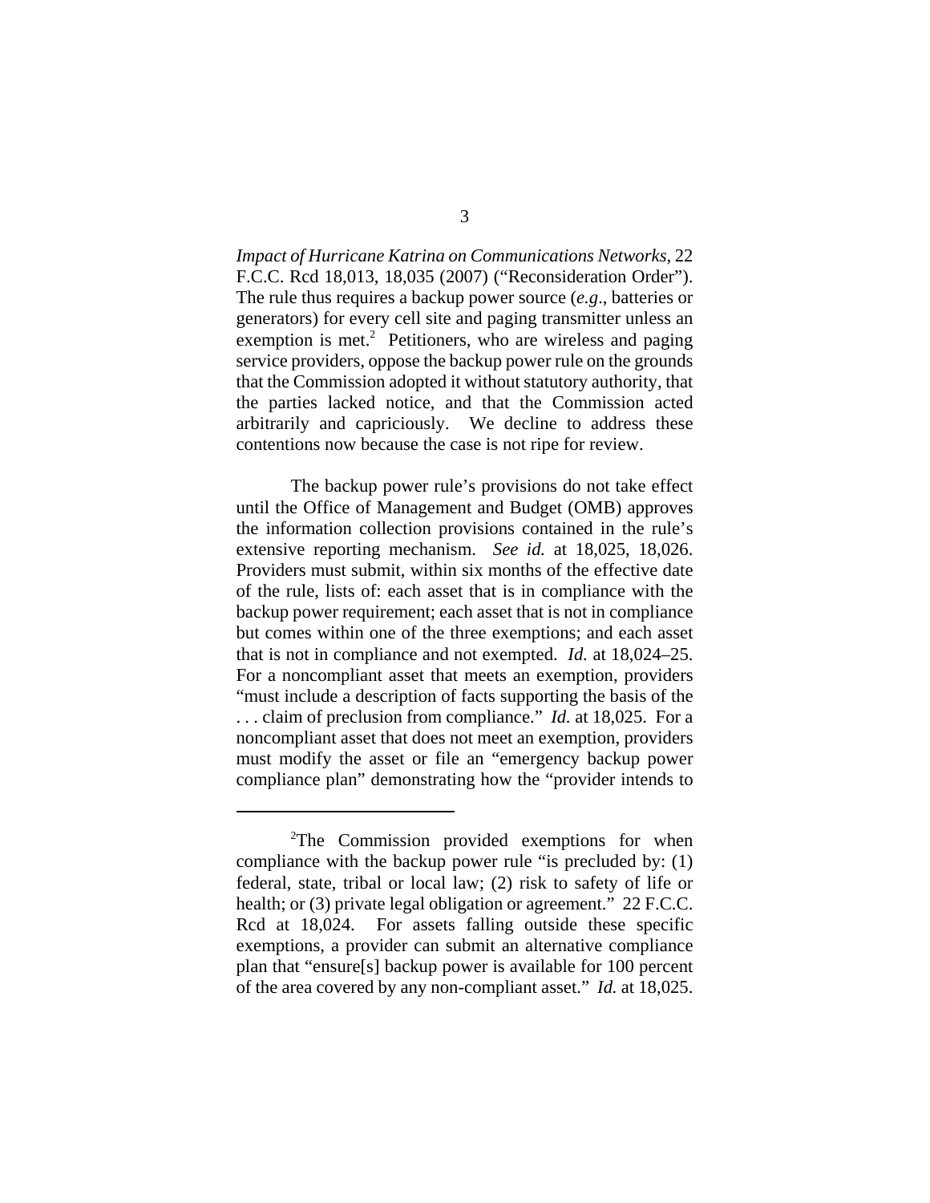*Impact of Hurricane Katrina on Communications Networks*, 22 F.C.C. Rcd 18,013, 18,035 (2007) ("Reconsideration Order"). The rule thus requires a backup power source (*e.g*., batteries or generators) for every cell site and paging transmitter unless an exemption is met.[2] Petitioners, who are wireless and paging service providers, oppose the backup power rule on the grounds that the Commission adopted it without statutory authority, that the parties lacked notice, and that the Commission acted arbitrarily and capriciously. We decline to address these contentions now because the case is not ripe for review.

The backup power rule's provisions do not take effect until the Office of Management and Budget (OMB) approves the information collection provisions contained in the rule's extensive reporting mechanism. *See id.* at 18,025, 18,026. Providers must submit, within six months of the effective date of the rule, lists of: each asset that is in compliance with the backup power requirement; each asset that is not in compliance but comes within one of the three exemptions; and each asset that is not in compliance and not exempted. *Id.* at 18,024–25. For a noncompliant asset that meets an exemption, providers "must include a description of facts supporting the basis of the . . . claim of preclusion from compliance." *Id.* at 18,025. For a noncompliant asset that does not meet an exemption, providers must modify the asset or file an "emergency backup power compliance plan" demonstrating how the "provider intends to

---

[2]The Commission provided exemptions for when compliance with the backup power rule "is precluded by: (1) federal, state, tribal or local law; (2) risk to safety of life or health; or (3) private legal obligation or agreement." 22 F.C.C. Rcd at 18,024. For assets falling outside these specific exemptions, a provider can submit an alternative compliance plan that "ensure[s] backup power is available for 100 percent of the area covered by any non-compliant asset." *Id.* at 18,025.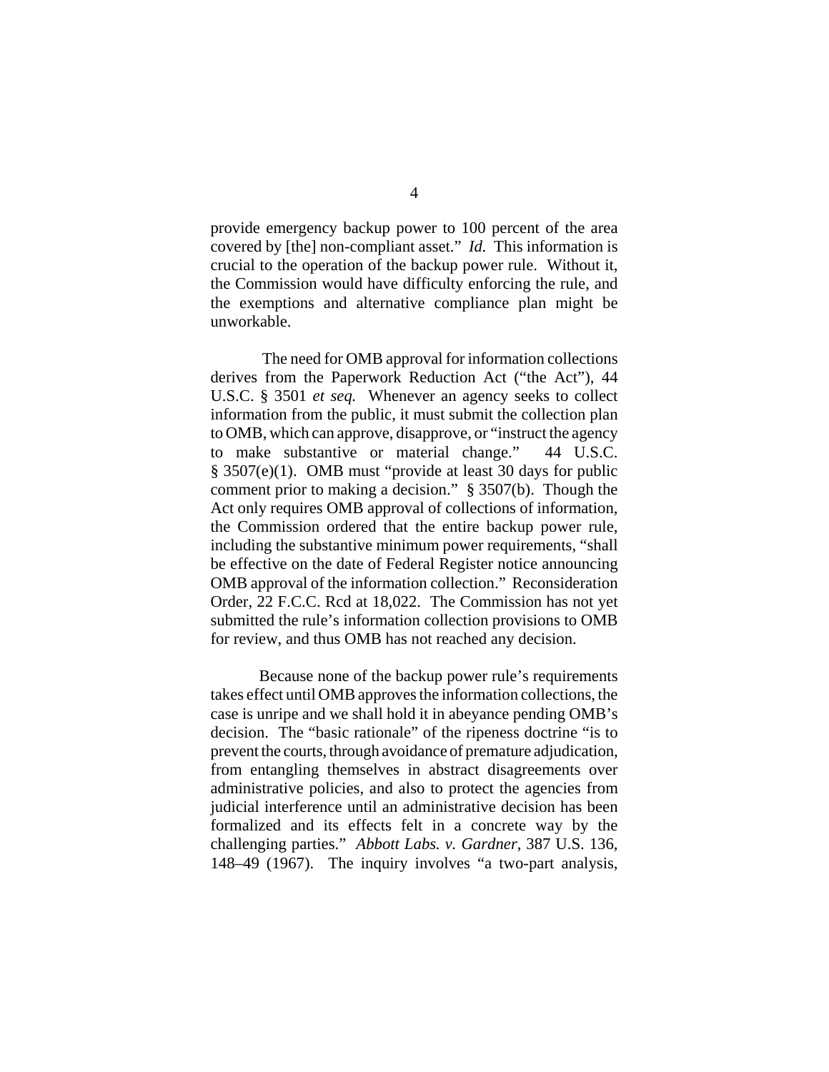provide emergency backup power to 100 percent of the area covered by [the] non-compliant asset." *Id.* This information is crucial to the operation of the backup power rule. Without it, the Commission would have difficulty enforcing the rule, and the exemptions and alternative compliance plan might be unworkable.

The need for OMB approval for information collections derives from the Paperwork Reduction Act ("the Act"), 44 U.S.C. § 3501 *et seq.* Whenever an agency seeks to collect information from the public, it must submit the collection plan to OMB, which can approve, disapprove, or "instruct the agency to make substantive or material change." 44 U.S.C. § 3507(e)(1). OMB must "provide at least 30 days for public comment prior to making a decision." § 3507(b). Though the Act only requires OMB approval of collections of information, the Commission ordered that the entire backup power rule, including the substantive minimum power requirements, "shall be effective on the date of Federal Register notice announcing OMB approval of the information collection." Reconsideration Order, 22 F.C.C. Rcd at 18,022. The Commission has not yet submitted the rule's information collection provisions to OMB for review, and thus OMB has not reached any decision.

Because none of the backup power rule's requirements takes effect until OMB approves the information collections, the case is unripe and we shall hold it in abeyance pending OMB's decision. The "basic rationale" of the ripeness doctrine "is to prevent the courts, through avoidance of premature adjudication, from entangling themselves in abstract disagreements over administrative policies, and also to protect the agencies from judicial interference until an administrative decision has been formalized and its effects felt in a concrete way by the challenging parties." *Abbott Labs. v. Gardner*, 387 U.S. 136, 148–49 (1967). The inquiry involves "a two-part analysis,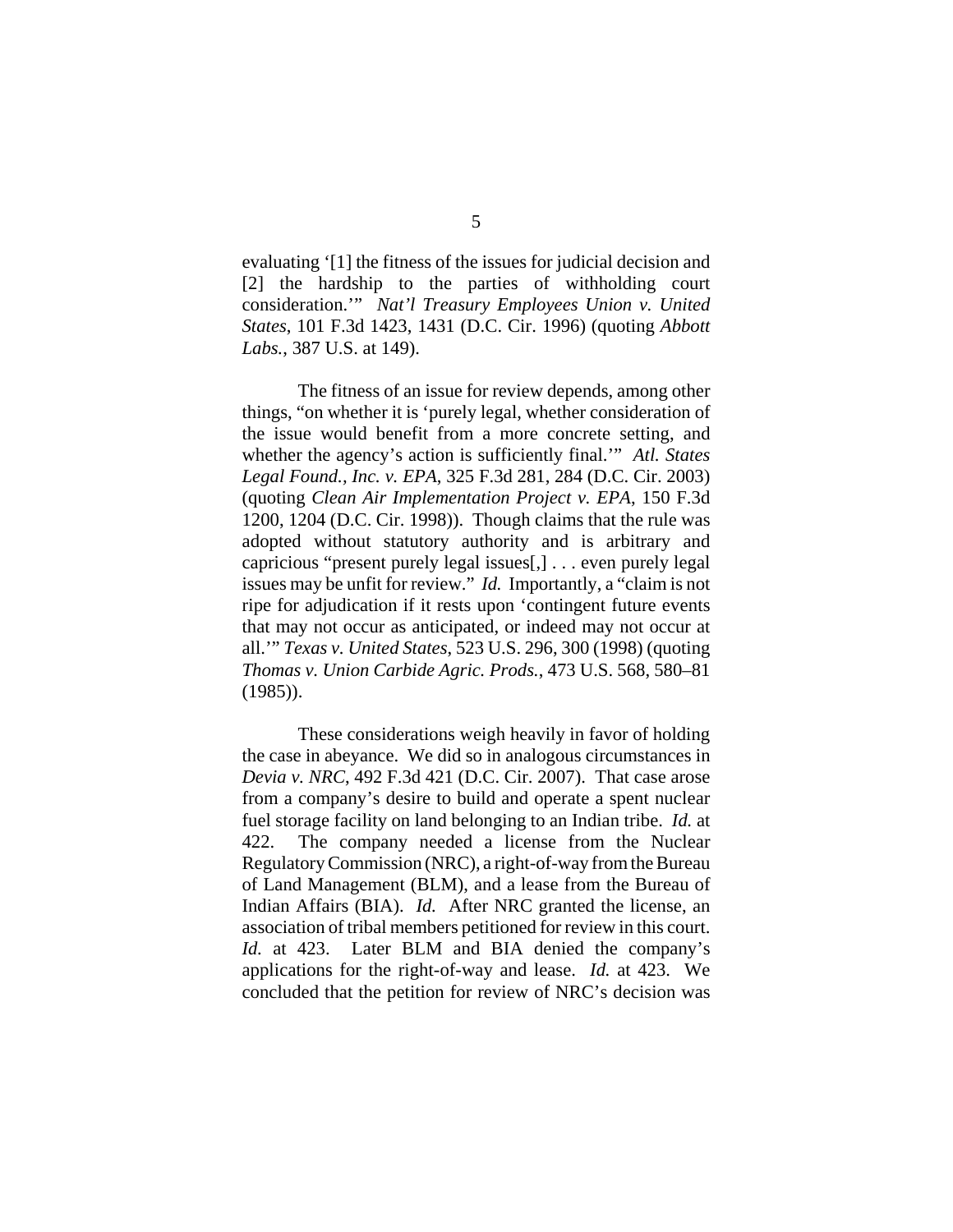evaluating '[1] the fitness of the issues for judicial decision and [2] the hardship to the parties of withholding court consideration.'" *Nat'l Treasury Employees Union v. United States*, 101 F.3d 1423, 1431 (D.C. Cir. 1996) (quoting *Abbott Labs.*, 387 U.S. at 149).

The fitness of an issue for review depends, among other things, "on whether it is 'purely legal, whether consideration of the issue would benefit from a more concrete setting, and whether the agency's action is sufficiently final.'" *Atl. States Legal Found., Inc. v. EPA*, 325 F.3d 281, 284 (D.C. Cir. 2003) (quoting *Clean Air Implementation Project v. EPA*, 150 F.3d 1200, 1204 (D.C. Cir. 1998)). Though claims that the rule was adopted without statutory authority and is arbitrary and capricious "present purely legal issues[,] . . . even purely legal issues may be unfit for review." *Id.* Importantly, a "claim is not ripe for adjudication if it rests upon 'contingent future events that may not occur as anticipated, or indeed may not occur at all.'" *Texas v. United States*, 523 U.S. 296, 300 (1998) (quoting *Thomas v. Union Carbide Agric. Prods.*, 473 U.S. 568, 580–81 (1985)).

These considerations weigh heavily in favor of holding the case in abeyance. We did so in analogous circumstances in *Devia v. NRC*, 492 F.3d 421 (D.C. Cir. 2007). That case arose from a company's desire to build and operate a spent nuclear fuel storage facility on land belonging to an Indian tribe. *Id.* at 422. The company needed a license from the Nuclear Regulatory Commission (NRC), a right-of-way from the Bureau of Land Management (BLM), and a lease from the Bureau of Indian Affairs (BIA). *Id.* After NRC granted the license, an association of tribal members petitioned for review in this court. *Id.* at 423. Later BLM and BIA denied the company's applications for the right-of-way and lease. *Id.* at 423. We concluded that the petition for review of NRC's decision was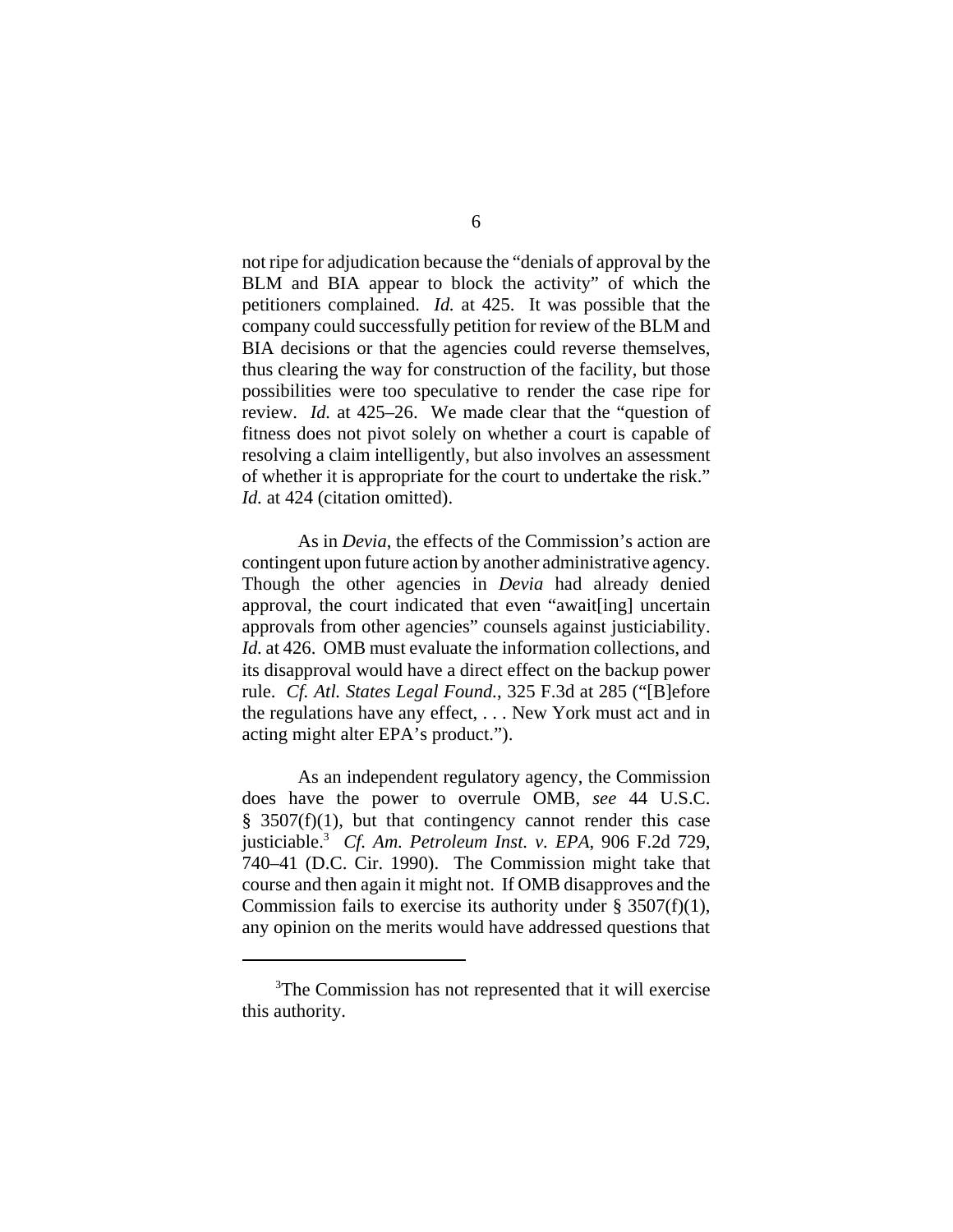not ripe for adjudication because the "denials of approval by the BLM and BIA appear to block the activity" of which the petitioners complained. *Id.* at 425. It was possible that the company could successfully petition for review of the BLM and BIA decisions or that the agencies could reverse themselves, thus clearing the way for construction of the facility, but those possibilities were too speculative to render the case ripe for review. *Id.* at 425–26. We made clear that the "question of fitness does not pivot solely on whether a court is capable of resolving a claim intelligently, but also involves an assessment of whether it is appropriate for the court to undertake the risk." *Id.* at 424 (citation omitted).

As in *Devia*, the effects of the Commission's action are contingent upon future action by another administrative agency. Though the other agencies in *Devia* had already denied approval, the court indicated that even "await[ing] uncertain approvals from other agencies" counsels against justiciability. *Id.* at 426. OMB must evaluate the information collections, and its disapproval would have a direct effect on the backup power rule. *Cf. Atl. States Legal Found.*, 325 F.3d at 285 ("[B]efore the regulations have any effect, . . . New York must act and in acting might alter EPA's product.").

As an independent regulatory agency, the Commission does have the power to overrule OMB, *see* 44 U.S.C. § 3507(f)(1), but that contingency cannot render this case justiciable.[3] *Cf. Am. Petroleum Inst. v. EPA*, 906 F.2d 729, 740–41 (D.C. Cir. 1990). The Commission might take that course and then again it might not. If OMB disapproves and the Commission fails to exercise its authority under § 3507(f)(1), any opinion on the merits would have addressed questions that

[3]The Commission has not represented that it will exercise this authority.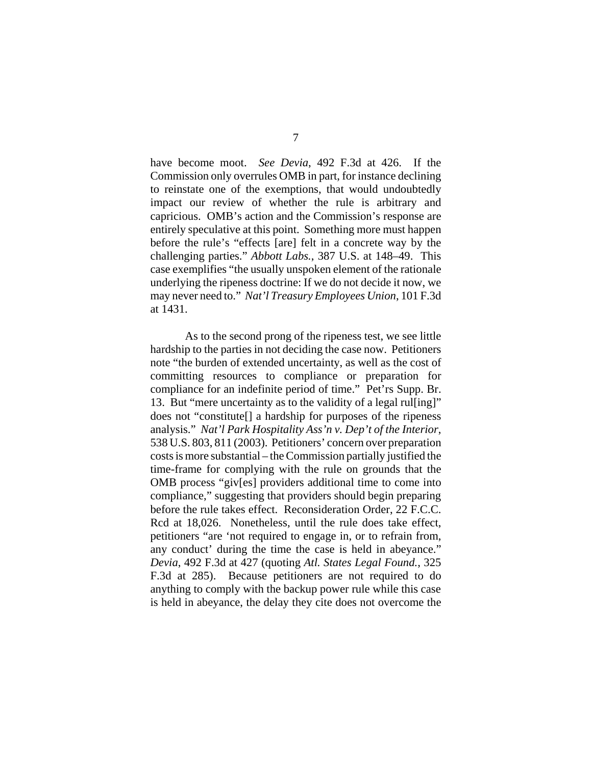have become moot. *See Devia*, 492 F.3d at 426. If the Commission only overrules OMB in part, for instance declining to reinstate one of the exemptions, that would undoubtedly impact our review of whether the rule is arbitrary and capricious. OMB's action and the Commission's response are entirely speculative at this point. Something more must happen before the rule's "effects [are] felt in a concrete way by the challenging parties." *Abbott Labs.*, 387 U.S. at 148–49. This case exemplifies "the usually unspoken element of the rationale underlying the ripeness doctrine: If we do not decide it now, we may never need to." *Nat'l Treasury Employees Union*, 101 F.3d at 1431.

As to the second prong of the ripeness test, we see little hardship to the parties in not deciding the case now. Petitioners note "the burden of extended uncertainty, as well as the cost of committing resources to compliance or preparation for compliance for an indefinite period of time." Pet'rs Supp. Br. 13. But "mere uncertainty as to the validity of a legal rul[ing]" does not "constitute[] a hardship for purposes of the ripeness analysis." *Nat'l Park Hospitality Ass'n v. Dep't of the Interior*, 538 U.S. 803, 811 (2003). Petitioners' concern over preparation costs is more substantial – the Commission partially justified the time-frame for complying with the rule on grounds that the OMB process "giv[es] providers additional time to come into compliance," suggesting that providers should begin preparing before the rule takes effect. Reconsideration Order, 22 F.C.C. Rcd at 18,026. Nonetheless, until the rule does take effect, petitioners "are 'not required to engage in, or to refrain from, any conduct' during the time the case is held in abeyance." *Devia*, 492 F.3d at 427 (quoting *Atl. States Legal Found.*, 325 F.3d at 285). Because petitioners are not required to do anything to comply with the backup power rule while this case is held in abeyance, the delay they cite does not overcome the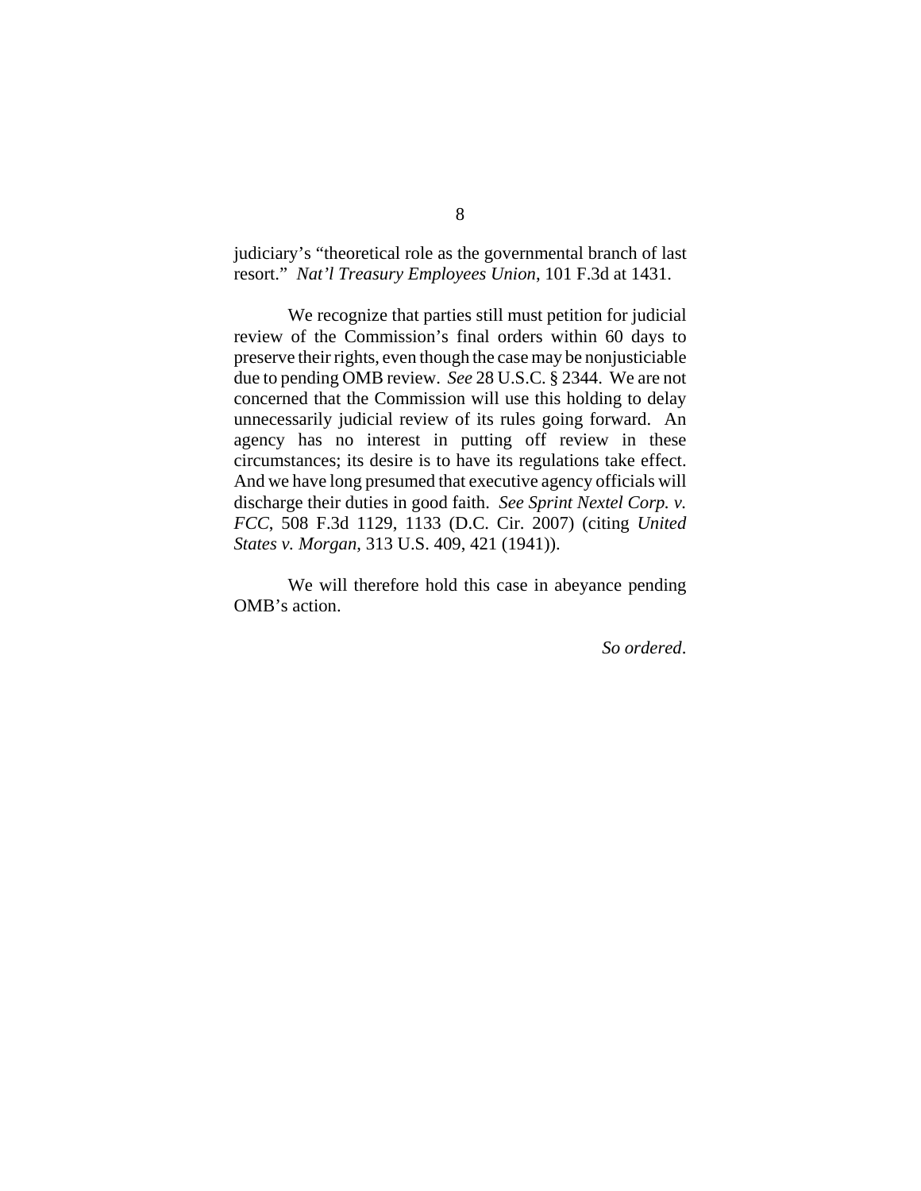judiciary's "theoretical role as the governmental branch of last resort." *Nat'l Treasury Employees Union*, 101 F.3d at 1431.

We recognize that parties still must petition for judicial review of the Commission's final orders within 60 days to preserve their rights, even though the case may be nonjusticiable due to pending OMB review. *See* 28 U.S.C. § 2344. We are not concerned that the Commission will use this holding to delay unnecessarily judicial review of its rules going forward. An agency has no interest in putting off review in these circumstances; its desire is to have its regulations take effect. And we have long presumed that executive agency officials will discharge their duties in good faith. *See Sprint Nextel Corp. v. FCC*, 508 F.3d 1129, 1133 (D.C. Cir. 2007) (citing *United States v. Morgan*, 313 U.S. 409, 421 (1941)).

We will therefore hold this case in abeyance pending OMB's action.

*So ordered*.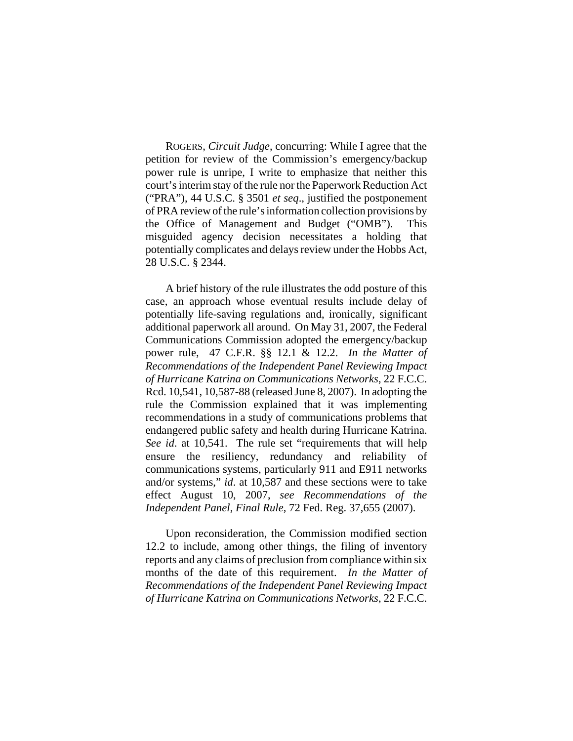ROGERS, *Circuit Judge*, concurring: While I agree that the petition for review of the Commission's emergency/backup power rule is unripe, I write to emphasize that neither this court's interim stay of the rule nor the Paperwork Reduction Act ("PRA"), 44 U.S.C. § 3501 *et seq*., justified the postponement of PRA review of the rule's information collection provisions by the Office of Management and Budget ("OMB"). This misguided agency decision necessitates a holding that potentially complicates and delays review under the Hobbs Act, 28 U.S.C. § 2344.

A brief history of the rule illustrates the odd posture of this case, an approach whose eventual results include delay of potentially life-saving regulations and, ironically, significant additional paperwork all around. On May 31, 2007, the Federal Communications Commission adopted the emergency/backup power rule, 47 C.F.R. §§ 12.1 & 12.2. *In the Matter of Recommendations of the Independent Panel Reviewing Impact of Hurricane Katrina on Communications Networks*, 22 F.C.C. Rcd. 10,541, 10,587-88 (released June 8, 2007). In adopting the rule the Commission explained that it was implementing recommendations in a study of communications problems that endangered public safety and health during Hurricane Katrina. *See id*. at 10,541. The rule set "requirements that will help ensure the resiliency, redundancy and reliability of communications systems, particularly 911 and E911 networks and/or systems," *id*. at 10,587 and these sections were to take effect August 10, 2007, *see Recommendations of the Independent Panel*, *Final Rule*, 72 Fed. Reg. 37,655 (2007).

Upon reconsideration, the Commission modified section 12.2 to include, among other things, the filing of inventory reports and any claims of preclusion from compliance within six months of the date of this requirement. *In the Matter of Recommendations of the Independent Panel Reviewing Impact of Hurricane Katrina on Communications Networks*, 22 F.C.C.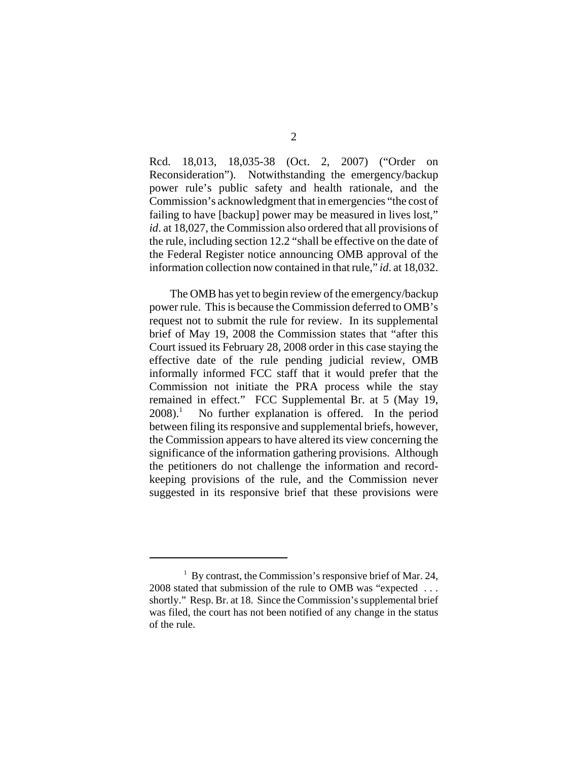Rcd. 18,013, 18,035-38 (Oct. 2, 2007) ("Order on Reconsideration"). Notwithstanding the emergency/backup power rule's public safety and health rationale, and the Commission's acknowledgment that in emergencies "the cost of failing to have [backup] power may be measured in lives lost," *id*. at 18,027, the Commission also ordered that all provisions of the rule, including section 12.2 "shall be effective on the date of the Federal Register notice announcing OMB approval of the information collection now contained in that rule," *id*. at 18,032.

The OMB has yet to begin review of the emergency/backup power rule. This is because the Commission deferred to OMB's request not to submit the rule for review. In its supplemental brief of May 19, 2008 the Commission states that "after this Court issued its February 28, 2008 order in this case staying the effective date of the rule pending judicial review, OMB informally informed FCC staff that it would prefer that the Commission not initiate the PRA process while the stay remained in effect." FCC Supplemental Br. at 5 (May 19, 2008).[1] No further explanation is offered. In the period between filing its responsive and supplemental briefs, however, the Commission appears to have altered its view concerning the significance of the information gathering provisions. Although the petitioners do not challenge the information and record-keeping provisions of the rule, and the Commission never suggested in its responsive brief that these provisions were

---

[1] By contrast, the Commission's responsive brief of Mar. 24, 2008 stated that submission of the rule to OMB was "expected . . . shortly." Resp. Br. at 18. Since the Commission's supplemental brief was filed, the court has not been notified of any change in the status of the rule.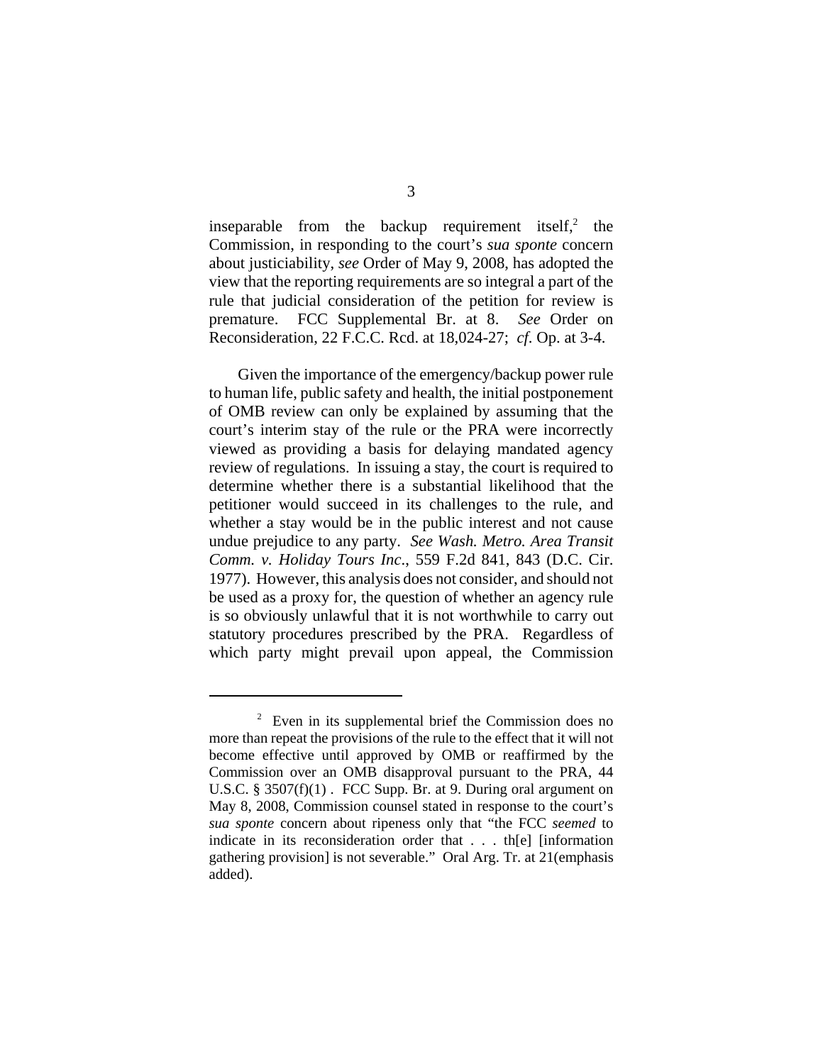inseparable from the backup requirement itself,[2] the Commission, in responding to the court's *sua sponte* concern about justiciability, *see* Order of May 9, 2008, has adopted the view that the reporting requirements are so integral a part of the rule that judicial consideration of the petition for review is premature. FCC Supplemental Br. at 8. *See* Order on Reconsideration, 22 F.C.C. Rcd. at 18,024-27; *cf.* Op. at 3-4.

Given the importance of the emergency/backup power rule to human life, public safety and health, the initial postponement of OMB review can only be explained by assuming that the court's interim stay of the rule or the PRA were incorrectly viewed as providing a basis for delaying mandated agency review of regulations. In issuing a stay, the court is required to determine whether there is a substantial likelihood that the petitioner would succeed in its challenges to the rule, and whether a stay would be in the public interest and not cause undue prejudice to any party. *See Wash. Metro. Area Transit Comm. v. Holiday Tours Inc.*, 559 F.2d 841, 843 (D.C. Cir. 1977). However, this analysis does not consider, and should not be used as a proxy for, the question of whether an agency rule is so obviously unlawful that it is not worthwhile to carry out statutory procedures prescribed by the PRA. Regardless of which party might prevail upon appeal, the Commission

[2] Even in its supplemental brief the Commission does no more than repeat the provisions of the rule to the effect that it will not become effective until approved by OMB or reaffirmed by the Commission over an OMB disapproval pursuant to the PRA, 44 U.S.C. § 3507(f)(1) . FCC Supp. Br. at 9. During oral argument on May 8, 2008, Commission counsel stated in response to the court's *sua sponte* concern about ripeness only that "the FCC *seemed* to indicate in its reconsideration order that . . . th[e] [information gathering provision] is not severable." Oral Arg. Tr. at 21(emphasis added).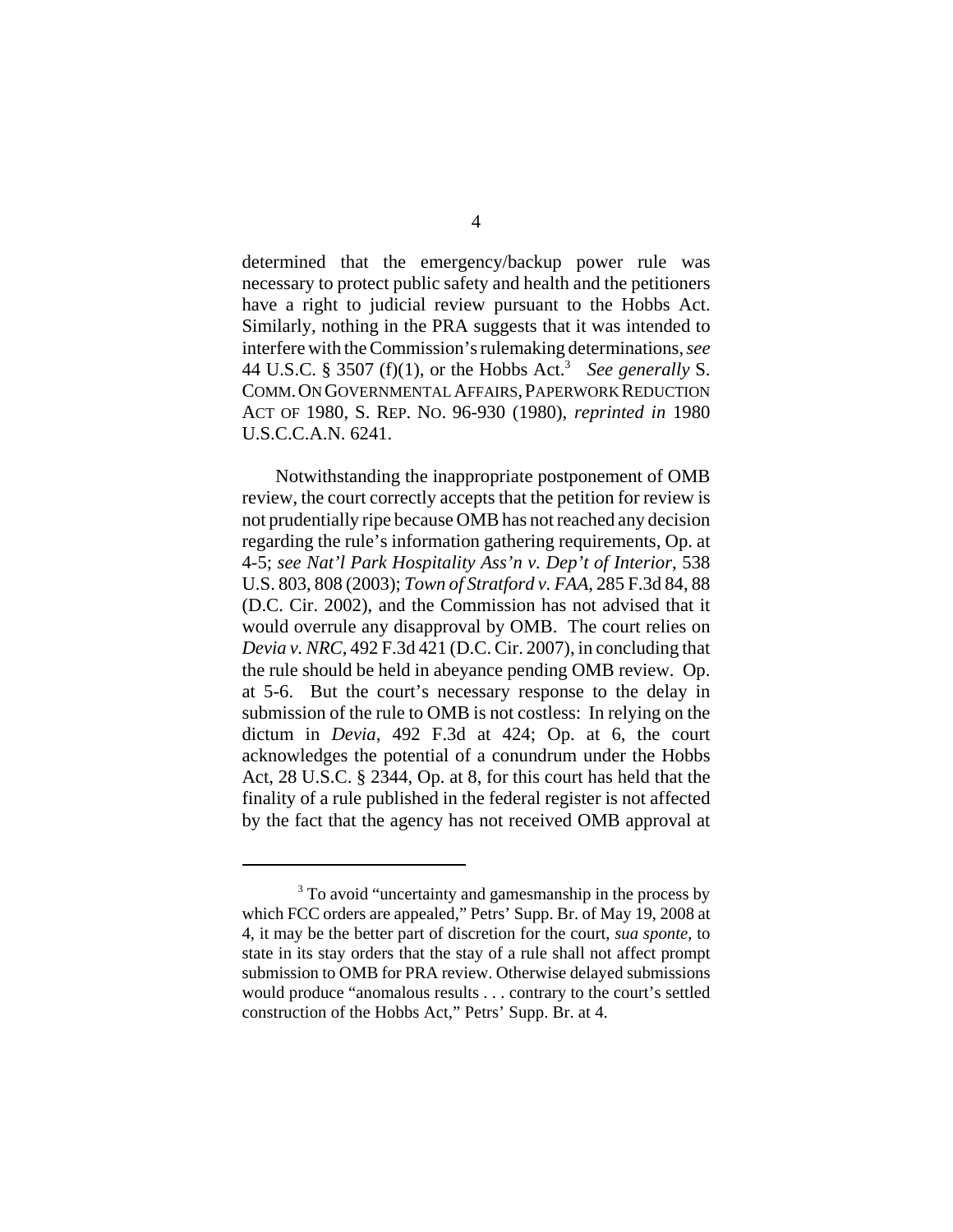determined that the emergency/backup power rule was necessary to protect public safety and health and the petitioners have a right to judicial review pursuant to the Hobbs Act. Similarly, nothing in the PRA suggests that it was intended to interfere with the Commission's rulemaking determinations, *see* 44 U.S.C. § 3507 (f)(1), or the Hobbs Act.[3] *See generally* S. COMM. ON GOVERNMENTAL AFFAIRS, PAPERWORK REDUCTION ACT OF 1980, S. REP. NO. 96-930 (1980), *reprinted in* 1980 U.S.C.C.A.N. 6241.

Notwithstanding the inappropriate postponement of OMB review, the court correctly accepts that the petition for review is not prudentially ripe because OMB has not reached any decision regarding the rule's information gathering requirements, Op. at 4-5; *see Nat'l Park Hospitality Ass'n v. Dep't of Interior*, 538 U.S. 803, 808 (2003); *Town of Stratford v. FAA*, 285 F.3d 84, 88 (D.C. Cir. 2002), and the Commission has not advised that it would overrule any disapproval by OMB. The court relies on *Devia v. NRC*, 492 F.3d 421 (D.C. Cir. 2007), in concluding that the rule should be held in abeyance pending OMB review. Op. at 5-6. But the court's necessary response to the delay in submission of the rule to OMB is not costless: In relying on the dictum in *Devia*, 492 F.3d at 424; Op. at 6, the court acknowledges the potential of a conundrum under the Hobbs Act, 28 U.S.C. § 2344, Op. at 8, for this court has held that the finality of a rule published in the federal register is not affected by the fact that the agency has not received OMB approval at

---

[3] To avoid "uncertainty and gamesmanship in the process by which FCC orders are appealed," Petrs' Supp. Br. of May 19, 2008 at 4, it may be the better part of discretion for the court, *sua sponte*, to state in its stay orders that the stay of a rule shall not affect prompt submission to OMB for PRA review. Otherwise delayed submissions would produce "anomalous results . . . contrary to the court's settled construction of the Hobbs Act," Petrs' Supp. Br. at 4.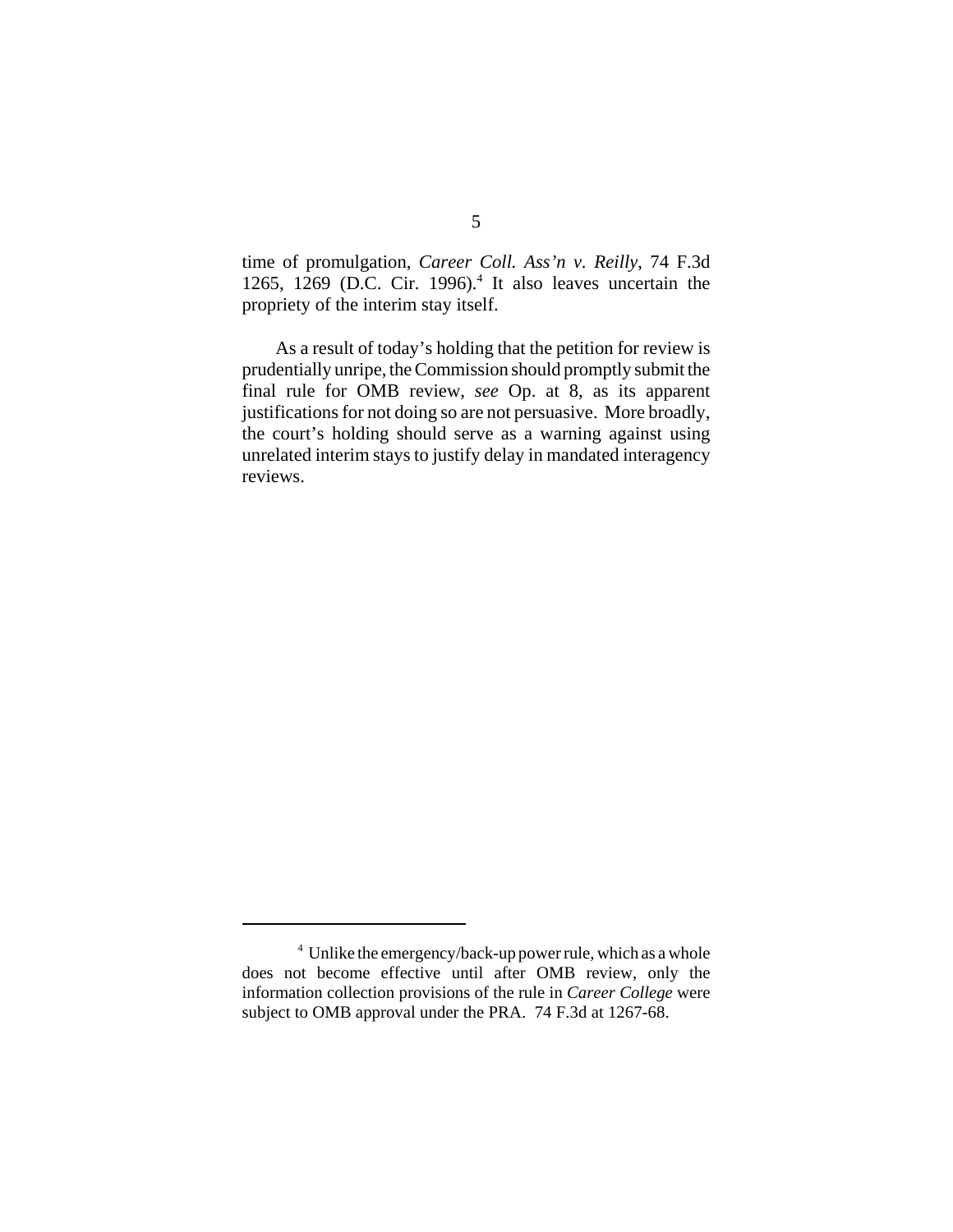time of promulgation, *Career Coll. Ass'n v. Reilly*, 74 F.3d 1265, 1269 (D.C. Cir. 1996).[4] It also leaves uncertain the propriety of the interim stay itself.

As a result of today's holding that the petition for review is prudentially unripe, the Commission should promptly submit the final rule for OMB review, *see* Op. at 8, as its apparent justifications for not doing so are not persuasive. More broadly, the court's holding should serve as a warning against using unrelated interim stays to justify delay in mandated interagency reviews.

[4] Unlike the emergency/back-up power rule, which as a whole does not become effective until after OMB review, only the information collection provisions of the rule in *Career College* were subject to OMB approval under the PRA. 74 F.3d at 1267-68.